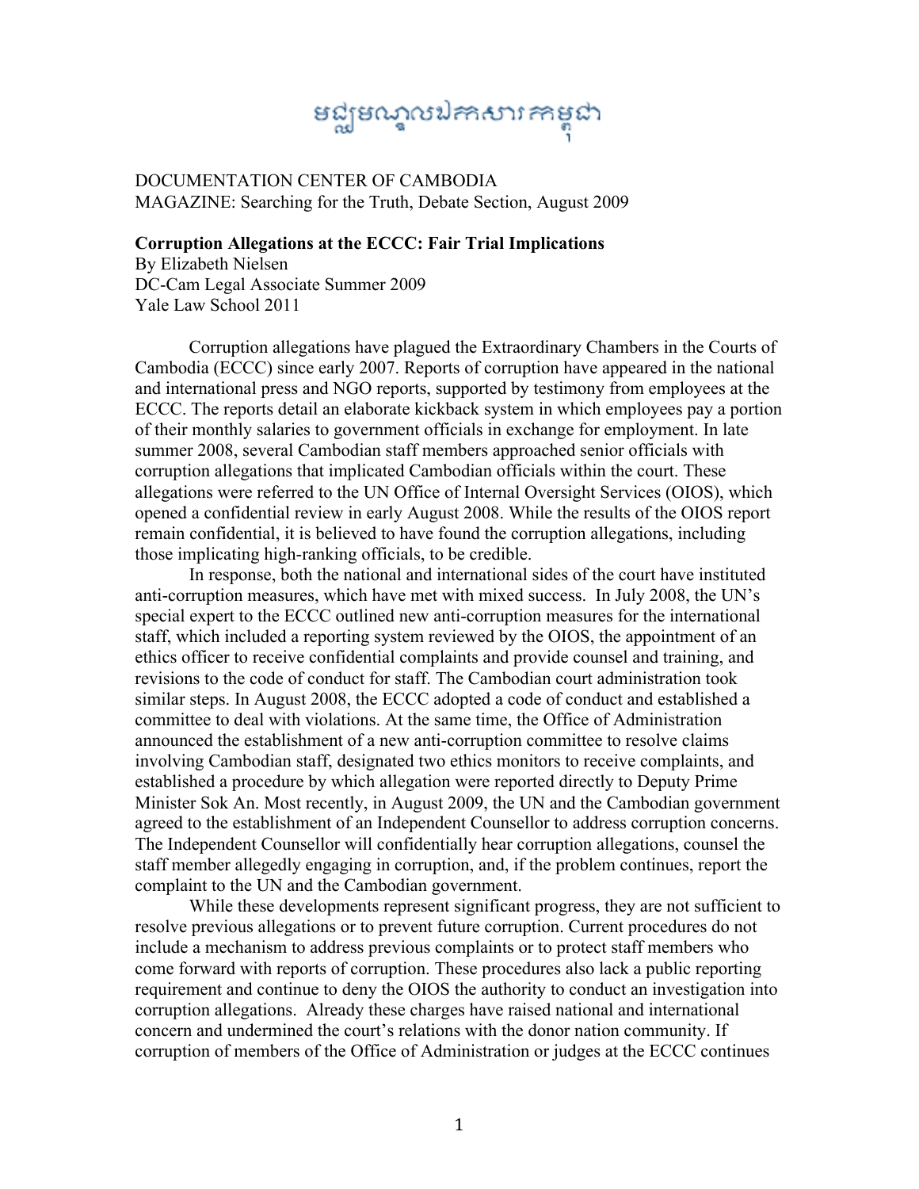មជ្ឈមណ្ឌលឯកសារកម្ពុជា

DOCUMENTATION CENTER OF CAMBODIA
MAGAZINE: Searching for the Truth, Debate Section, August 2009

**Corruption Allegations at the ECCC: Fair Trial Implications**
By Elizabeth Nielsen
DC-Cam Legal Associate Summer 2009
Yale Law School 2011

Corruption allegations have plagued the Extraordinary Chambers in the Courts of Cambodia (ECCC) since early 2007. Reports of corruption have appeared in the national and international press and NGO reports, supported by testimony from employees at the ECCC. The reports detail an elaborate kickback system in which employees pay a portion of their monthly salaries to government officials in exchange for employment. In late summer 2008, several Cambodian staff members approached senior officials with corruption allegations that implicated Cambodian officials within the court. These allegations were referred to the UN Office of Internal Oversight Services (OIOS), which opened a confidential review in early August 2008. While the results of the OIOS report remain confidential, it is believed to have found the corruption allegations, including those implicating high-ranking officials, to be credible.

In response, both the national and international sides of the court have instituted anti-corruption measures, which have met with mixed success. In July 2008, the UN's special expert to the ECCC outlined new anti-corruption measures for the international staff, which included a reporting system reviewed by the OIOS, the appointment of an ethics officer to receive confidential complaints and provide counsel and training, and revisions to the code of conduct for staff. The Cambodian court administration took similar steps. In August 2008, the ECCC adopted a code of conduct and established a committee to deal with violations. At the same time, the Office of Administration announced the establishment of a new anti-corruption committee to resolve claims involving Cambodian staff, designated two ethics monitors to receive complaints, and established a procedure by which allegation were reported directly to Deputy Prime Minister Sok An. Most recently, in August 2009, the UN and the Cambodian government agreed to the establishment of an Independent Counsellor to address corruption concerns. The Independent Counsellor will confidentially hear corruption allegations, counsel the staff member allegedly engaging in corruption, and, if the problem continues, report the complaint to the UN and the Cambodian government.

While these developments represent significant progress, they are not sufficient to resolve previous allegations or to prevent future corruption. Current procedures do not include a mechanism to address previous complaints or to protect staff members who come forward with reports of corruption. These procedures also lack a public reporting requirement and continue to deny the OIOS the authority to conduct an investigation into corruption allegations. Already these charges have raised national and international concern and undermined the court's relations with the donor nation community. If corruption of members of the Office of Administration or judges at the ECCC continues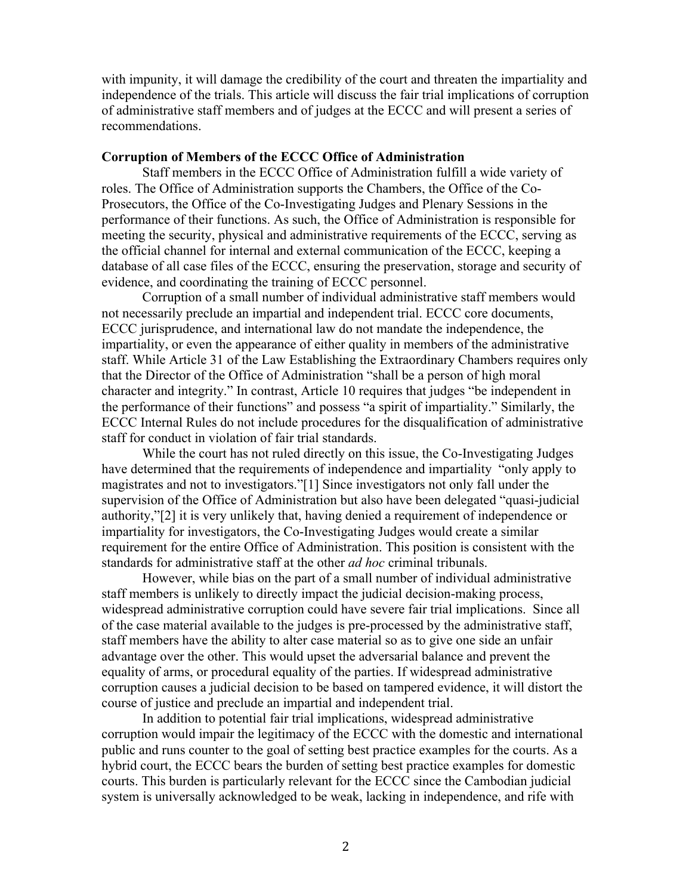with impunity, it will damage the credibility of the court and threaten the impartiality and independence of the trials. This article will discuss the fair trial implications of corruption of administrative staff members and of judges at the ECCC and will present a series of recommendations.

**Corruption of Members of the ECCC Office of Administration**

Staff members in the ECCC Office of Administration fulfill a wide variety of roles. The Office of Administration supports the Chambers, the Office of the Co-Prosecutors, the Office of the Co-Investigating Judges and Plenary Sessions in the performance of their functions. As such, the Office of Administration is responsible for meeting the security, physical and administrative requirements of the ECCC, serving as the official channel for internal and external communication of the ECCC, keeping a database of all case files of the ECCC, ensuring the preservation, storage and security of evidence, and coordinating the training of ECCC personnel.

Corruption of a small number of individual administrative staff members would not necessarily preclude an impartial and independent trial. ECCC core documents, ECCC jurisprudence, and international law do not mandate the independence, the impartiality, or even the appearance of either quality in members of the administrative staff. While Article 31 of the Law Establishing the Extraordinary Chambers requires only that the Director of the Office of Administration "shall be a person of high moral character and integrity." In contrast, Article 10 requires that judges "be independent in the performance of their functions" and possess "a spirit of impartiality." Similarly, the ECCC Internal Rules do not include procedures for the disqualification of administrative staff for conduct in violation of fair trial standards.

While the court has not ruled directly on this issue, the Co-Investigating Judges have determined that the requirements of independence and impartiality "only apply to magistrates and not to investigators."[1] Since investigators not only fall under the supervision of the Office of Administration but also have been delegated "quasi-judicial authority,"[2] it is very unlikely that, having denied a requirement of independence or impartiality for investigators, the Co-Investigating Judges would create a similar requirement for the entire Office of Administration. This position is consistent with the standards for administrative staff at the other *ad hoc* criminal tribunals.

However, while bias on the part of a small number of individual administrative staff members is unlikely to directly impact the judicial decision-making process, widespread administrative corruption could have severe fair trial implications. Since all of the case material available to the judges is pre-processed by the administrative staff, staff members have the ability to alter case material so as to give one side an unfair advantage over the other. This would upset the adversarial balance and prevent the equality of arms, or procedural equality of the parties. If widespread administrative corruption causes a judicial decision to be based on tampered evidence, it will distort the course of justice and preclude an impartial and independent trial.

In addition to potential fair trial implications, widespread administrative corruption would impair the legitimacy of the ECCC with the domestic and international public and runs counter to the goal of setting best practice examples for the courts. As a hybrid court, the ECCC bears the burden of setting best practice examples for domestic courts. This burden is particularly relevant for the ECCC since the Cambodian judicial system is universally acknowledged to be weak, lacking in independence, and rife with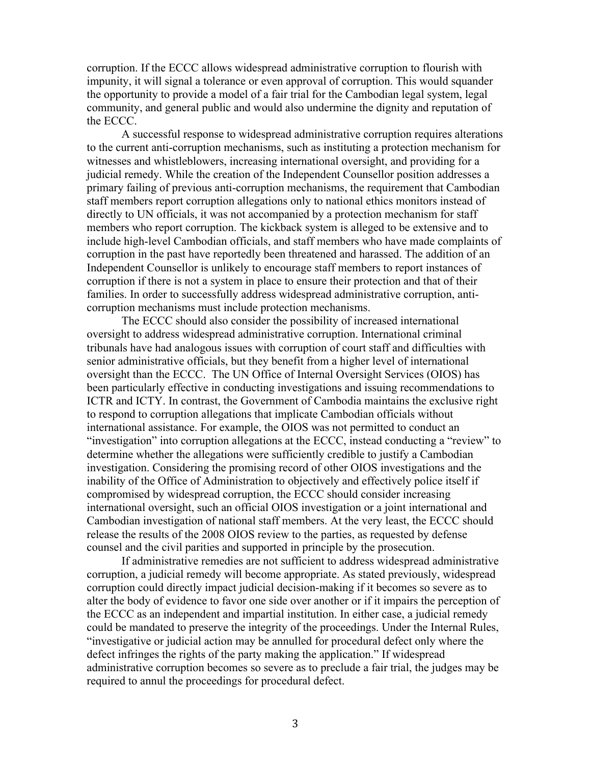corruption. If the ECCC allows widespread administrative corruption to flourish with impunity, it will signal a tolerance or even approval of corruption. This would squander the opportunity to provide a model of a fair trial for the Cambodian legal system, legal community, and general public and would also undermine the dignity and reputation of the ECCC.

A successful response to widespread administrative corruption requires alterations to the current anti-corruption mechanisms, such as instituting a protection mechanism for witnesses and whistleblowers, increasing international oversight, and providing for a judicial remedy. While the creation of the Independent Counsellor position addresses a primary failing of previous anti-corruption mechanisms, the requirement that Cambodian staff members report corruption allegations only to national ethics monitors instead of directly to UN officials, it was not accompanied by a protection mechanism for staff members who report corruption. The kickback system is alleged to be extensive and to include high-level Cambodian officials, and staff members who have made complaints of corruption in the past have reportedly been threatened and harassed. The addition of an Independent Counsellor is unlikely to encourage staff members to report instances of corruption if there is not a system in place to ensure their protection and that of their families. In order to successfully address widespread administrative corruption, anti-corruption mechanisms must include protection mechanisms.

The ECCC should also consider the possibility of increased international oversight to address widespread administrative corruption. International criminal tribunals have had analogous issues with corruption of court staff and difficulties with senior administrative officials, but they benefit from a higher level of international oversight than the ECCC. The UN Office of Internal Oversight Services (OIOS) has been particularly effective in conducting investigations and issuing recommendations to ICTR and ICTY. In contrast, the Government of Cambodia maintains the exclusive right to respond to corruption allegations that implicate Cambodian officials without international assistance. For example, the OIOS was not permitted to conduct an "investigation" into corruption allegations at the ECCC, instead conducting a "review" to determine whether the allegations were sufficiently credible to justify a Cambodian investigation. Considering the promising record of other OIOS investigations and the inability of the Office of Administration to objectively and effectively police itself if compromised by widespread corruption, the ECCC should consider increasing international oversight, such an official OIOS investigation or a joint international and Cambodian investigation of national staff members. At the very least, the ECCC should release the results of the 2008 OIOS review to the parties, as requested by defense counsel and the civil parities and supported in principle by the prosecution.

If administrative remedies are not sufficient to address widespread administrative corruption, a judicial remedy will become appropriate. As stated previously, widespread corruption could directly impact judicial decision-making if it becomes so severe as to alter the body of evidence to favor one side over another or if it impairs the perception of the ECCC as an independent and impartial institution. In either case, a judicial remedy could be mandated to preserve the integrity of the proceedings. Under the Internal Rules, "investigative or judicial action may be annulled for procedural defect only where the defect infringes the rights of the party making the application." If widespread administrative corruption becomes so severe as to preclude a fair trial, the judges may be required to annul the proceedings for procedural defect.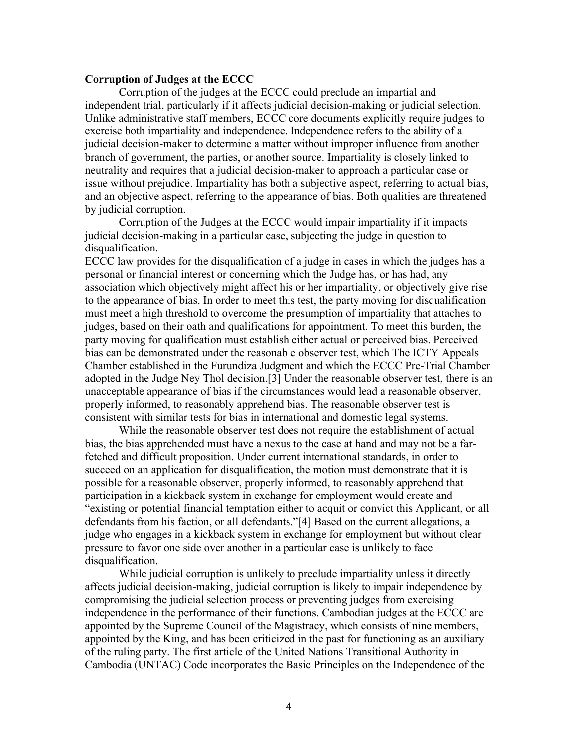**Corruption of Judges at the ECCC**

Corruption of the judges at the ECCC could preclude an impartial and independent trial, particularly if it affects judicial decision-making or judicial selection. Unlike administrative staff members, ECCC core documents explicitly require judges to exercise both impartiality and independence. Independence refers to the ability of a judicial decision-maker to determine a matter without improper influence from another branch of government, the parties, or another source. Impartiality is closely linked to neutrality and requires that a judicial decision-maker to approach a particular case or issue without prejudice. Impartiality has both a subjective aspect, referring to actual bias, and an objective aspect, referring to the appearance of bias. Both qualities are threatened by judicial corruption.

Corruption of the Judges at the ECCC would impair impartiality if it impacts judicial decision-making in a particular case, subjecting the judge in question to disqualification.

ECCC law provides for the disqualification of a judge in cases in which the judges has a personal or financial interest or concerning which the Judge has, or has had, any association which objectively might affect his or her impartiality, or objectively give rise to the appearance of bias. In order to meet this test, the party moving for disqualification must meet a high threshold to overcome the presumption of impartiality that attaches to judges, based on their oath and qualifications for appointment. To meet this burden, the party moving for qualification must establish either actual or perceived bias. Perceived bias can be demonstrated under the reasonable observer test, which The ICTY Appeals Chamber established in the Furundiza Judgment and which the ECCC Pre-Trial Chamber adopted in the Judge Ney Thol decision.[3] Under the reasonable observer test, there is an unacceptable appearance of bias if the circumstances would lead a reasonable observer, properly informed, to reasonably apprehend bias. The reasonable observer test is consistent with similar tests for bias in international and domestic legal systems.

While the reasonable observer test does not require the establishment of actual bias, the bias apprehended must have a nexus to the case at hand and may not be a far-fetched and difficult proposition. Under current international standards, in order to succeed on an application for disqualification, the motion must demonstrate that it is possible for a reasonable observer, properly informed, to reasonably apprehend that participation in a kickback system in exchange for employment would create and "existing or potential financial temptation either to acquit or convict this Applicant, or all defendants from his faction, or all defendants."[4] Based on the current allegations, a judge who engages in a kickback system in exchange for employment but without clear pressure to favor one side over another in a particular case is unlikely to face disqualification.

While judicial corruption is unlikely to preclude impartiality unless it directly affects judicial decision-making, judicial corruption is likely to impair independence by compromising the judicial selection process or preventing judges from exercising independence in the performance of their functions. Cambodian judges at the ECCC are appointed by the Supreme Council of the Magistracy, which consists of nine members, appointed by the King, and has been criticized in the past for functioning as an auxiliary of the ruling party. The first article of the United Nations Transitional Authority in Cambodia (UNTAC) Code incorporates the Basic Principles on the Independence of the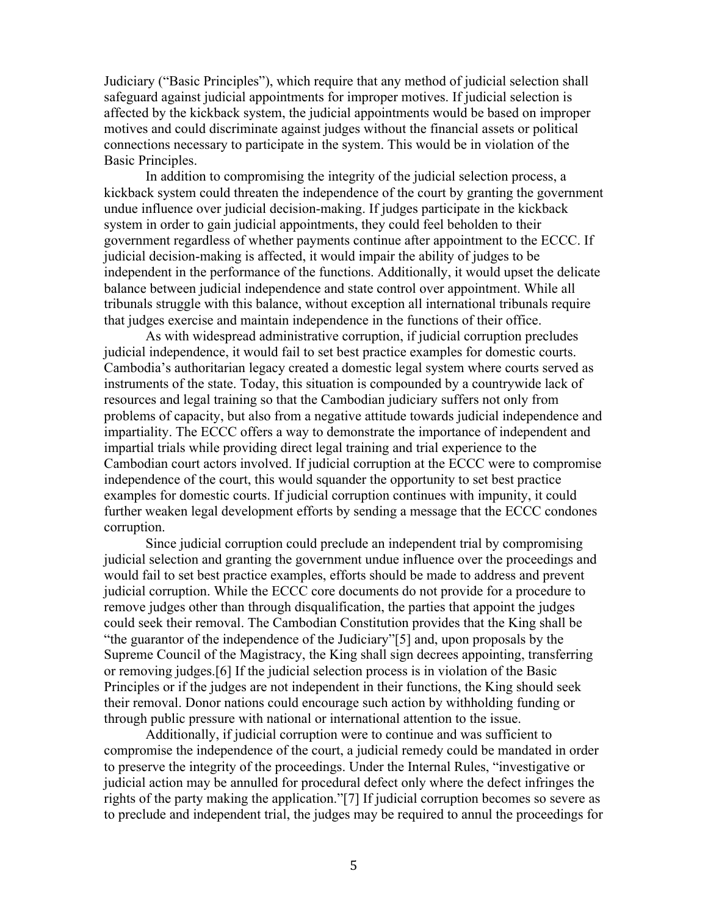Judiciary ("Basic Principles"), which require that any method of judicial selection shall safeguard against judicial appointments for improper motives. If judicial selection is affected by the kickback system, the judicial appointments would be based on improper motives and could discriminate against judges without the financial assets or political connections necessary to participate in the system. This would be in violation of the Basic Principles.

In addition to compromising the integrity of the judicial selection process, a kickback system could threaten the independence of the court by granting the government undue influence over judicial decision-making. If judges participate in the kickback system in order to gain judicial appointments, they could feel beholden to their government regardless of whether payments continue after appointment to the ECCC. If judicial decision-making is affected, it would impair the ability of judges to be independent in the performance of the functions. Additionally, it would upset the delicate balance between judicial independence and state control over appointment. While all tribunals struggle with this balance, without exception all international tribunals require that judges exercise and maintain independence in the functions of their office.

As with widespread administrative corruption, if judicial corruption precludes judicial independence, it would fail to set best practice examples for domestic courts. Cambodia's authoritarian legacy created a domestic legal system where courts served as instruments of the state. Today, this situation is compounded by a countrywide lack of resources and legal training so that the Cambodian judiciary suffers not only from problems of capacity, but also from a negative attitude towards judicial independence and impartiality. The ECCC offers a way to demonstrate the importance of independent and impartial trials while providing direct legal training and trial experience to the Cambodian court actors involved. If judicial corruption at the ECCC were to compromise independence of the court, this would squander the opportunity to set best practice examples for domestic courts. If judicial corruption continues with impunity, it could further weaken legal development efforts by sending a message that the ECCC condones corruption.

Since judicial corruption could preclude an independent trial by compromising judicial selection and granting the government undue influence over the proceedings and would fail to set best practice examples, efforts should be made to address and prevent judicial corruption. While the ECCC core documents do not provide for a procedure to remove judges other than through disqualification, the parties that appoint the judges could seek their removal. The Cambodian Constitution provides that the King shall be "the guarantor of the independence of the Judiciary"[5] and, upon proposals by the Supreme Council of the Magistracy, the King shall sign decrees appointing, transferring or removing judges.[6] If the judicial selection process is in violation of the Basic Principles or if the judges are not independent in their functions, the King should seek their removal. Donor nations could encourage such action by withholding funding or through public pressure with national or international attention to the issue.

Additionally, if judicial corruption were to continue and was sufficient to compromise the independence of the court, a judicial remedy could be mandated in order to preserve the integrity of the proceedings. Under the Internal Rules, "investigative or judicial action may be annulled for procedural defect only where the defect infringes the rights of the party making the application."[7] If judicial corruption becomes so severe as to preclude and independent trial, the judges may be required to annul the proceedings for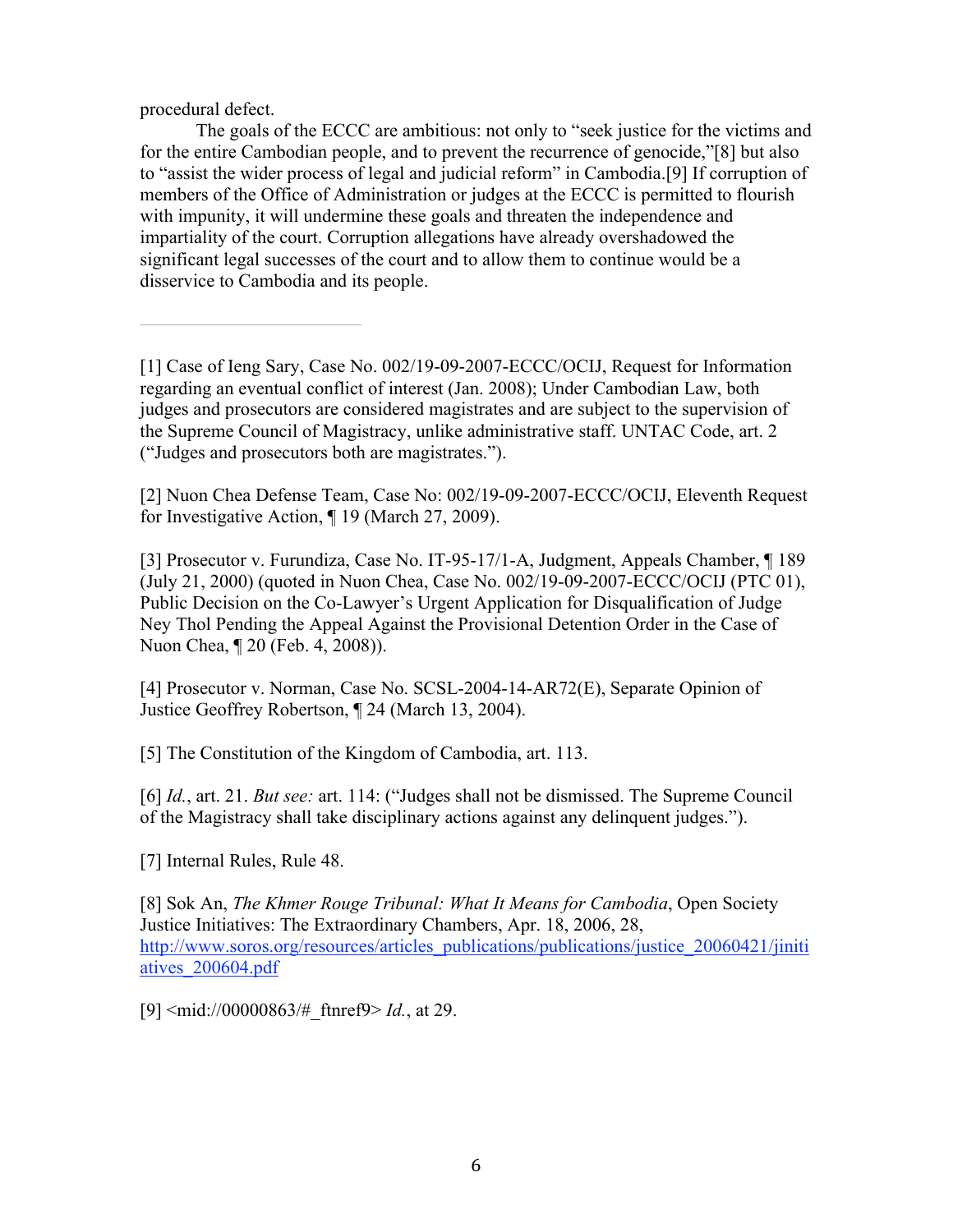procedural defect.

The goals of the ECCC are ambitious: not only to "seek justice for the victims and for the entire Cambodian people, and to prevent the recurrence of genocide,"[8] but also to "assist the wider process of legal and judicial reform" in Cambodia.[9] If corruption of members of the Office of Administration or judges at the ECCC is permitted to flourish with impunity, it will undermine these goals and threaten the independence and impartiality of the court. Corruption allegations have already overshadowed the significant legal successes of the court and to allow them to continue would be a disservice to Cambodia and its people.

---

[1] Case of Ieng Sary, Case No. 002/19-09-2007-ECCC/OCIJ, Request for Information regarding an eventual conflict of interest (Jan. 2008); Under Cambodian Law, both judges and prosecutors are considered magistrates and are subject to the supervision of the Supreme Council of Magistracy, unlike administrative staff. UNTAC Code, art. 2 ("Judges and prosecutors both are magistrates.").

[2] Nuon Chea Defense Team, Case No: 002/19-09-2007-ECCC/OCIJ, Eleventh Request for Investigative Action, ¶ 19 (March 27, 2009).

[3] Prosecutor v. Furundiza, Case No. IT-95-17/1-A, Judgment, Appeals Chamber, ¶ 189 (July 21, 2000) (quoted in Nuon Chea, Case No. 002/19-09-2007-ECCC/OCIJ (PTC 01), Public Decision on the Co-Lawyer's Urgent Application for Disqualification of Judge Ney Thol Pending the Appeal Against the Provisional Detention Order in the Case of Nuon Chea, ¶ 20 (Feb. 4, 2008)).

[4] Prosecutor v. Norman, Case No. SCSL-2004-14-AR72(E), Separate Opinion of Justice Geoffrey Robertson, ¶ 24 (March 13, 2004).

[5] The Constitution of the Kingdom of Cambodia, art. 113.

[6] *Id.*, art. 21. *But see:* art. 114: ("Judges shall not be dismissed. The Supreme Council of the Magistracy shall take disciplinary actions against any delinquent judges.").

[7] Internal Rules, Rule 48.

[8] Sok An, *The Khmer Rouge Tribunal: What It Means for Cambodia*, Open Society Justice Initiatives: The Extraordinary Chambers, Apr. 18, 2006, 28, http://www.soros.org/resources/articles_publications/publications/justice_20060421/jinitiatives_200604.pdf

[9] <mid://00000863/#_ftnref9> *Id.*, at 29.